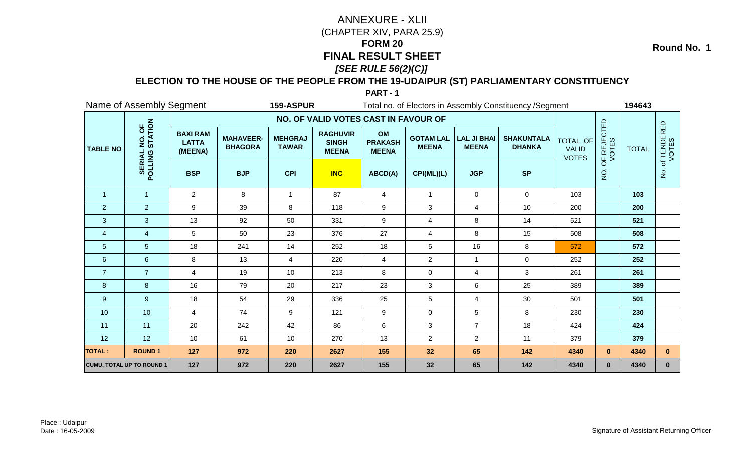# ANNEXURE - XLII

(CHAPTER XIV, PARA 25.9)

**FORM 20**

# FINAL RESULT SHEET

***[SEE RULE 56(2)(C)]***

**Round No. 1**

## ELECTION TO THE HOUSE OF THE PEOPLE FROM THE 19-UDAIPUR (ST) PARLIAMENTARY CONSTITUENCY

**PART - 1**

Name of Assembly Segment **159-ASPUR** Total no. of Electors in Assembly Constituency /Segment **194643**

| TABLE NO | SERIAL NO. OF POLLING STATION | NO. OF VALID VOTES CAST IN FAVOUR OF | | | | | | | | TOTAL OF VALID VOTES | NO. OF REJECTED VOTES | TOTAL | No. of TENDERED VOTES |
|---|---|---|---|---|---|---|---|---|---|---|---|---|---|
| | | BAXI RAM LATTA (MEENA) | MAHAVEER-BHAGORA | MEHGRAJ TAWAR | RAGHUVIR SINGH MEENA | OM PRAKASH MEENA | GOTAM LAL MEENA | LAL JI BHAI MEENA | SHAKUNTALA DHANKA | | | | |
| | | BSP | BJP | CPI | INC | ABCD(A) | CPI(ML)(L) | JGP | SP | | | | |
| 1 | 1 | 2 | 8 | 1 | 87 | 4 | 1 | 0 | 0 | 103 | | **103** | |
| 2 | 2 | 9 | 39 | 8 | 118 | 9 | 3 | 4 | 10 | 200 | | **200** | |
| 3 | 3 | 13 | 92 | 50 | 331 | 9 | 4 | 8 | 14 | 521 | | **521** | |
| 4 | 4 | 5 | 50 | 23 | 376 | 27 | 4 | 8 | 15 | 508 | | **508** | |
| 5 | 5 | 18 | 241 | 14 | 252 | 18 | 5 | 16 | 8 | 572 | | **572** | |
| 6 | 6 | 8 | 13 | 4 | 220 | 4 | 2 | 1 | 0 | 252 | | **252** | |
| 7 | 7 | 4 | 19 | 10 | 213 | 8 | 0 | 4 | 3 | 261 | | **261** | |
| 8 | 8 | 16 | 79 | 20 | 217 | 23 | 3 | 6 | 25 | 389 | | **389** | |
| 9 | 9 | 18 | 54 | 29 | 336 | 25 | 5 | 4 | 30 | 501 | | **501** | |
| 10 | 10 | 4 | 74 | 9 | 121 | 9 | 0 | 5 | 8 | 230 | | **230** | |
| 11 | 11 | 20 | 242 | 42 | 86 | 6 | 3 | 7 | 18 | 424 | | **424** | |
| 12 | 12 | 10 | 61 | 10 | 270 | 13 | 2 | 2 | 11 | 379 | | **379** | |
| **TOTAL :** | **ROUND 1** | **127** | **972** | **220** | **2627** | **155** | **32** | **65** | **142** | **4340** | **0** | **4340** | **0** |
| **CUMU. TOTAL UP TO ROUND 1** | | **127** | **972** | **220** | **2627** | **155** | **32** | **65** | **142** | **4340** | **0** | **4340** | **0** |

Place : Udaipur
Date : 16-05-2009

Signature of Assistant Returning Officer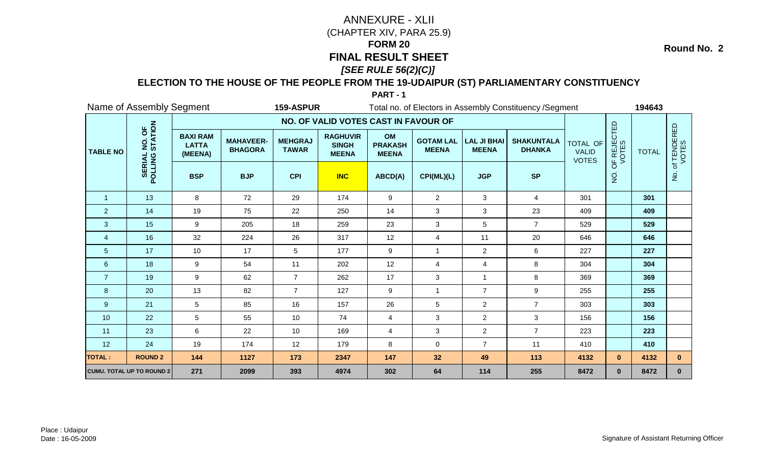# ANNEXURE - XLII

(CHAPTER XIV, PARA 25.9)

**FORM 20**

## FINAL RESULT SHEET

***[SEE RULE 56(2)(C)]***

**Round No. 2**

### ELECTION TO THE HOUSE OF THE PEOPLE FROM THE 19-UDAIPUR (ST) PARLIAMENTARY CONSTITUENCY

**PART - 1**

Name of Assembly Segment **159-ASPUR** Total no. of Electors in Assembly Constituency /Segment **194643**

| TABLE NO | SERIAL NO. OF POLLING STATION | NO. OF VALID VOTES CAST IN FAVOUR OF | | | | | | | | TOTAL OF VALID VOTES | NO. OF REJECTED VOTES | TOTAL | No. of TENDERED VOTES |
|---|---|---|---|---|---|---|---|---|---|---|---|---|---|
| | | BAXI RAM LATTA (MEENA) | MAHAVEER-BHAGORA | MEHGRAJ TAWAR | RAGHUVIR SINGH MEENA | OM PRAKASH MEENA | GOTAM LAL MEENA | LAL JI BHAI MEENA | SHAKUNTALA DHANKA | | | | |
| | | BSP | BJP | CPI | INC | ABCD(A) | CPI(ML)(L) | JGP | SP | | | | |
| 1 | 13 | 8 | 72 | 29 | 174 | 9 | 2 | 3 | 4 | 301 | | **301** | |
| 2 | 14 | 19 | 75 | 22 | 250 | 14 | 3 | 3 | 23 | 409 | | **409** | |
| 3 | 15 | 9 | 205 | 18 | 259 | 23 | 3 | 5 | 7 | 529 | | **529** | |
| 4 | 16 | 32 | 224 | 26 | 317 | 12 | 4 | 11 | 20 | 646 | | **646** | |
| 5 | 17 | 10 | 17 | 5 | 177 | 9 | 1 | 2 | 6 | 227 | | **227** | |
| 6 | 18 | 9 | 54 | 11 | 202 | 12 | 4 | 4 | 8 | 304 | | **304** | |
| 7 | 19 | 9 | 62 | 7 | 262 | 17 | 3 | 1 | 8 | 369 | | **369** | |
| 8 | 20 | 13 | 82 | 7 | 127 | 9 | 1 | 7 | 9 | 255 | | **255** | |
| 9 | 21 | 5 | 85 | 16 | 157 | 26 | 5 | 2 | 7 | 303 | | **303** | |
| 10 | 22 | 5 | 55 | 10 | 74 | 4 | 3 | 2 | 3 | 156 | | **156** | |
| 11 | 23 | 6 | 22 | 10 | 169 | 4 | 3 | 2 | 7 | 223 | | **223** | |
| 12 | 24 | 19 | 174 | 12 | 179 | 8 | 0 | 7 | 11 | 410 | | **410** | |
| **TOTAL :** | **ROUND 2** | **144** | **1127** | **173** | **2347** | **147** | **32** | **49** | **113** | **4132** | **0** | **4132** | **0** |
| **CUMU. TOTAL UP TO ROUND 2** | | **271** | **2099** | **393** | **4974** | **302** | **64** | **114** | **255** | **8472** | **0** | **8472** | **0** |

Place : Udaipur
Date : 16-05-2009

Signature of Assistant Returning Officer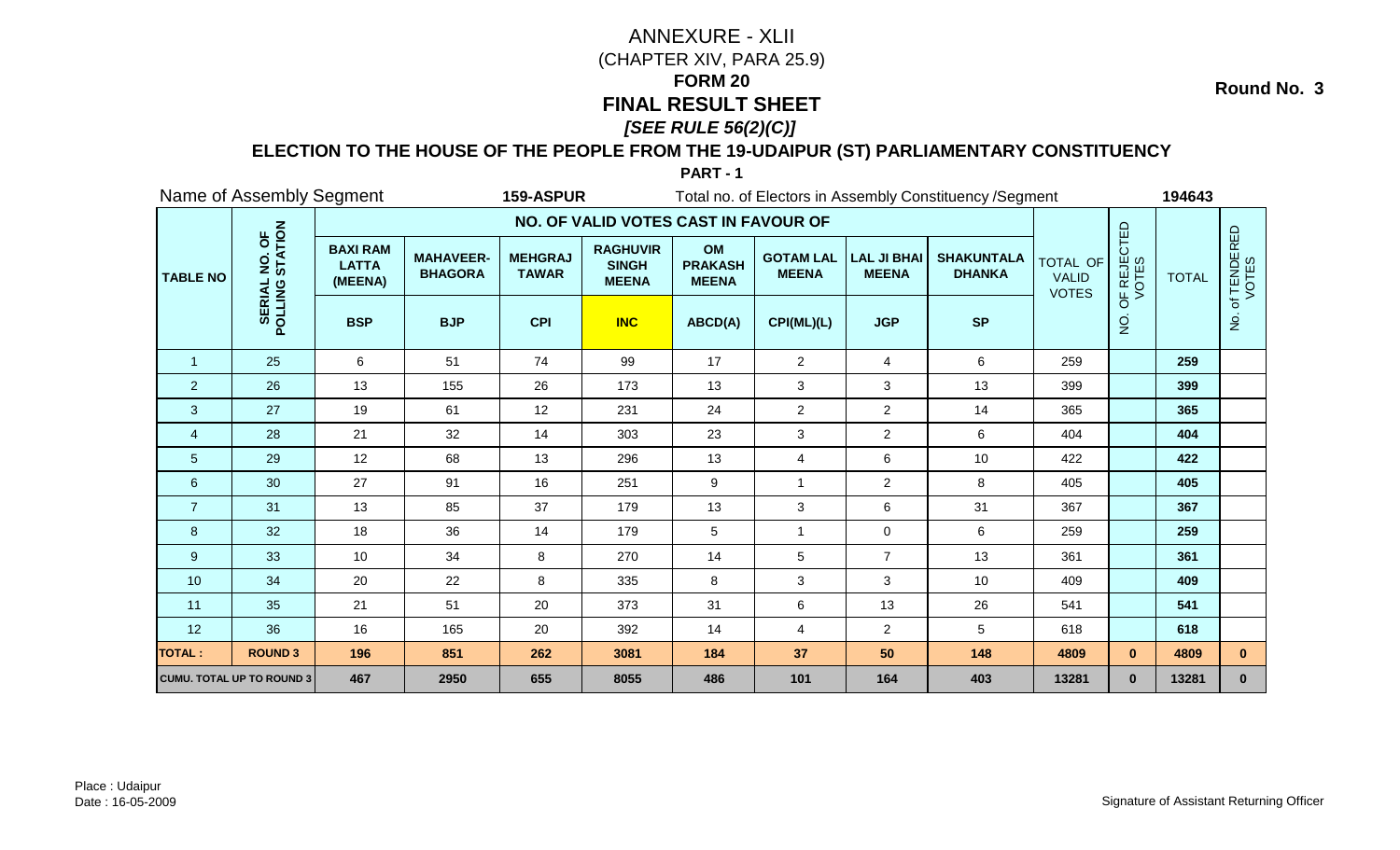# ANNEXURE - XLII

(CHAPTER XIV, PARA 25.9)

## FORM 20

## FINAL RESULT SHEET

***[SEE RULE 56(2)(C)]***

**Round No. 3**

### ELECTION TO THE HOUSE OF THE PEOPLE FROM THE 19-UDAIPUR (ST) PARLIAMENTARY CONSTITUENCY

**PART - 1**

Name of Assembly Segment **159-ASPUR** Total no. of Electors in Assembly Constituency /Segment **194643**

| TABLE NO | SERIAL NO. OF POLLING STATION | NO. OF VALID VOTES CAST IN FAVOUR OF | | | | | | | | TOTAL OF VALID VOTES | NO. OF REJECTED VOTES | TOTAL | No. of TENDERED VOTES |
|---|---|---|---|---|---|---|---|---|---|---|---|---|---|
| | | BAXI RAM LATTA (MEENA) | MAHAVEER-BHAGORA | MEHGRAJ TAWAR | RAGHUVIR SINGH MEENA | OM PRAKASH MEENA | GOTAM LAL MEENA | LAL JI BHAI MEENA | SHAKUNTALA DHANKA | | | | |
| | | BSP | BJP | CPI | INC | ABCD(A) | CPI(ML)(L) | JGP | SP | | | | |
| 1 | 25 | 6 | 51 | 74 | 99 | 17 | 2 | 4 | 6 | 259 | | 259 | |
| 2 | 26 | 13 | 155 | 26 | 173 | 13 | 3 | 3 | 13 | 399 | | 399 | |
| 3 | 27 | 19 | 61 | 12 | 231 | 24 | 2 | 2 | 14 | 365 | | 365 | |
| 4 | 28 | 21 | 32 | 14 | 303 | 23 | 3 | 2 | 6 | 404 | | 404 | |
| 5 | 29 | 12 | 68 | 13 | 296 | 13 | 4 | 6 | 10 | 422 | | 422 | |
| 6 | 30 | 27 | 91 | 16 | 251 | 9 | 1 | 2 | 8 | 405 | | 405 | |
| 7 | 31 | 13 | 85 | 37 | 179 | 13 | 3 | 6 | 31 | 367 | | 367 | |
| 8 | 32 | 18 | 36 | 14 | 179 | 5 | 1 | 0 | 6 | 259 | | 259 | |
| 9 | 33 | 10 | 34 | 8 | 270 | 14 | 5 | 7 | 13 | 361 | | 361 | |
| 10 | 34 | 20 | 22 | 8 | 335 | 8 | 3 | 3 | 10 | 409 | | 409 | |
| 11 | 35 | 21 | 51 | 20 | 373 | 31 | 6 | 13 | 26 | 541 | | 541 | |
| 12 | 36 | 16 | 165 | 20 | 392 | 14 | 4 | 2 | 5 | 618 | | 618 | |
| **TOTAL :** | **ROUND 3** | **196** | **851** | **262** | **3081** | **184** | **37** | **50** | **148** | **4809** | **0** | **4809** | **0** |
| **CUMU. TOTAL UP TO ROUND 3** | | **467** | **2950** | **655** | **8055** | **486** | **101** | **164** | **403** | **13281** | **0** | **13281** | **0** |

Place : Udaipur
Date : 16-05-2009

Signature of Assistant Returning Officer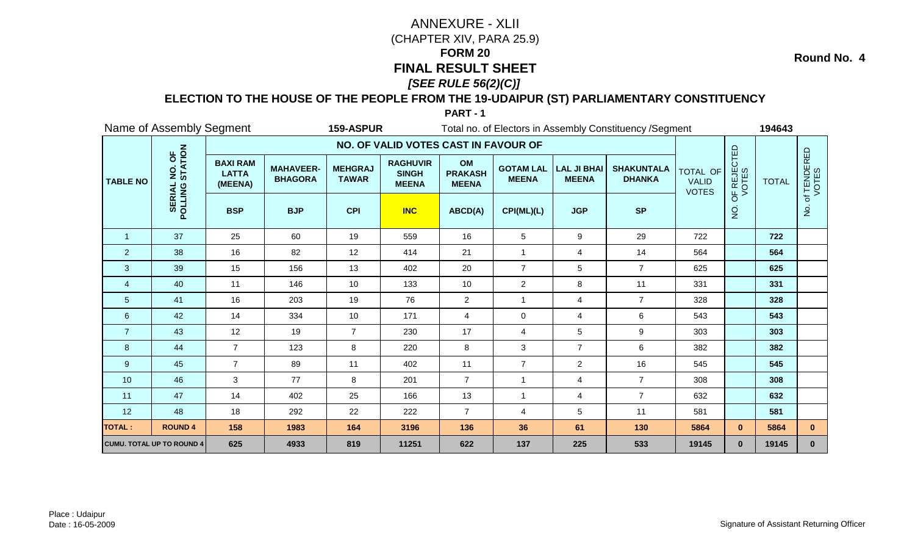# ANNEXURE - XLII

(CHAPTER XIV, PARA 25.9)

**FORM 20**

## FINAL RESULT SHEET

***[SEE RULE 56(2)(C)]***

**Round No. 4**

### ELECTION TO THE HOUSE OF THE PEOPLE FROM THE 19-UDAIPUR (ST) PARLIAMENTARY CONSTITUENCY

**PART - 1**

Name of Assembly Segment **159-ASPUR** Total no. of Electors in Assembly Constituency /Segment **194643**

| TABLE NO | SERIAL NO. OF POLLING STATION | NO. OF VALID VOTES CAST IN FAVOUR OF | | | | | | | | TOTAL OF VALID VOTES | NO. OF REJECTED VOTES | TOTAL | No. of TENDERED VOTES |
|---|---|---|---|---|---|---|---|---|---|---|---|---|---|
| | | BAXI RAM LATTA (MEENA) | MAHAVEER-BHAGORA | MEHGRAJ TAWAR | RAGHUVIR SINGH MEENA | OM PRAKASH MEENA | GOTAM LAL MEENA | LAL JI BHAI MEENA | SHAKUNTALA DHANKA | | | | |
| | | BSP | BJP | CPI | INC | ABCD(A) | CPI(ML)(L) | JGP | SP | | | | |
| 1 | 37 | 25 | 60 | 19 | 559 | 16 | 5 | 9 | 29 | 722 | | **722** | |
| 2 | 38 | 16 | 82 | 12 | 414 | 21 | 1 | 4 | 14 | 564 | | **564** | |
| 3 | 39 | 15 | 156 | 13 | 402 | 20 | 7 | 5 | 7 | 625 | | **625** | |
| 4 | 40 | 11 | 146 | 10 | 133 | 10 | 2 | 8 | 11 | 331 | | **331** | |
| 5 | 41 | 16 | 203 | 19 | 76 | 2 | 1 | 4 | 7 | 328 | | **328** | |
| 6 | 42 | 14 | 334 | 10 | 171 | 4 | 0 | 4 | 6 | 543 | | **543** | |
| 7 | 43 | 12 | 19 | 7 | 230 | 17 | 4 | 5 | 9 | 303 | | **303** | |
| 8 | 44 | 7 | 123 | 8 | 220 | 8 | 3 | 7 | 6 | 382 | | **382** | |
| 9 | 45 | 7 | 89 | 11 | 402 | 11 | 7 | 2 | 16 | 545 | | **545** | |
| 10 | 46 | 3 | 77 | 8 | 201 | 7 | 1 | 4 | 7 | 308 | | **308** | |
| 11 | 47 | 14 | 402 | 25 | 166 | 13 | 1 | 4 | 7 | 632 | | **632** | |
| 12 | 48 | 18 | 292 | 22 | 222 | 7 | 4 | 5 | 11 | 581 | | **581** | |
| **TOTAL :** | **ROUND 4** | **158** | **1983** | **164** | **3196** | **136** | **36** | **61** | **130** | **5864** | **0** | **5864** | **0** |
| **CUMU. TOTAL UP TO ROUND 4** | | **625** | **4933** | **819** | **11251** | **622** | **137** | **225** | **533** | **19145** | **0** | **19145** | **0** |

Place : Udaipur

Date : 16-05-2009

Signature of Assistant Returning Officer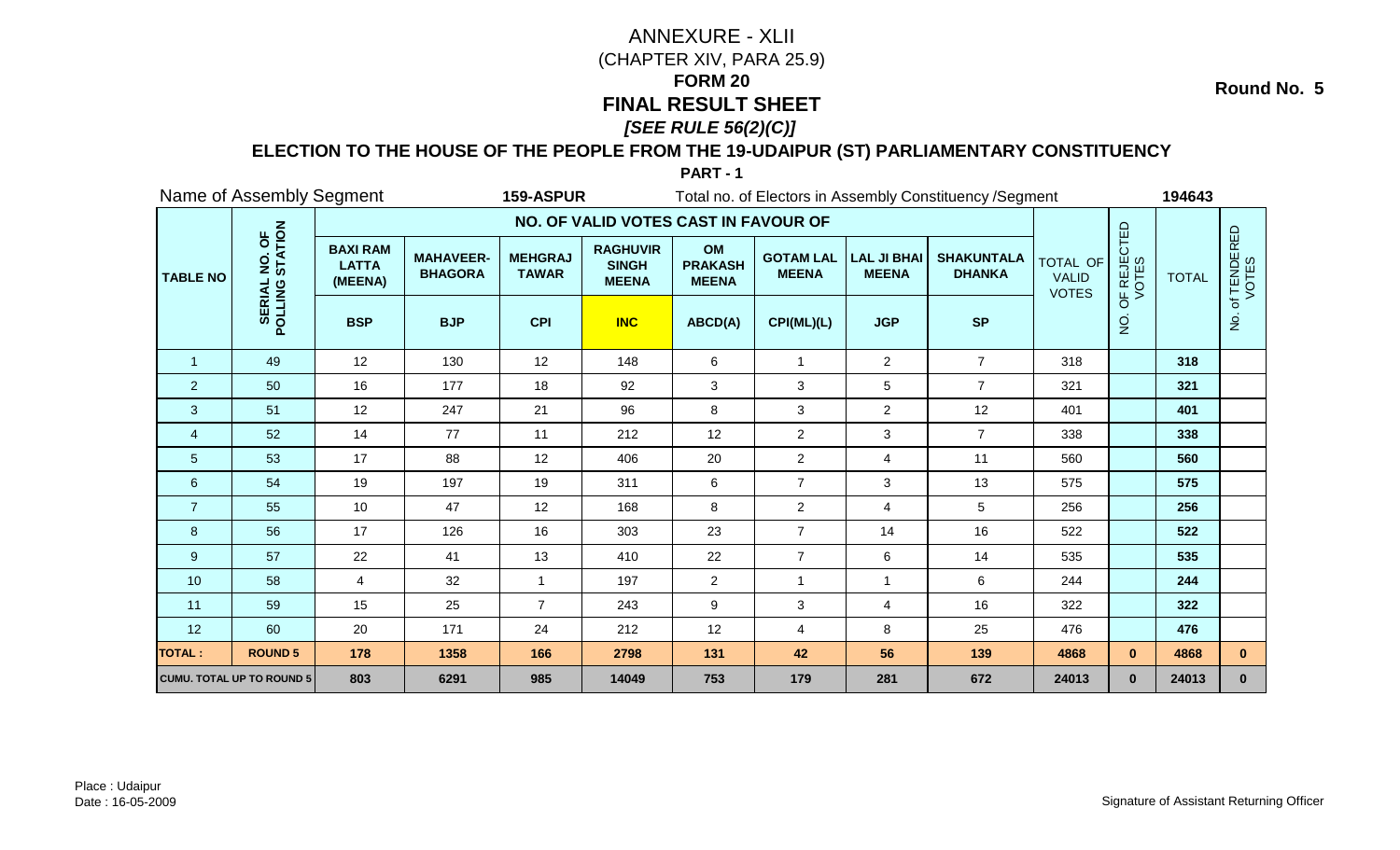# ANNEXURE - XLII

(CHAPTER XIV, PARA 25.9)

## FORM 20

## FINAL RESULT SHEET

### *[SEE RULE 56(2)(C)]*

**Round No. 5**

### ELECTION TO THE HOUSE OF THE PEOPLE FROM THE 19-UDAIPUR (ST) PARLIAMENTARY CONSTITUENCY

**PART - 1**

Name of Assembly Segment **159-ASPUR** Total no. of Electors in Assembly Constituency /Segment **194643**

| TABLE NO | SERIAL NO. OF POLLING STATION | NO. OF VALID VOTES CAST IN FAVOUR OF | | | | | | | | TOTAL OF VALID VOTES | NO. OF REJECTED VOTES | TOTAL | No. of TENDERED VOTES |
|---|---|---|---|---|---|---|---|---|---|---|---|---|---|
| | | BAXI RAM LATTA (MEENA) | MAHAVEER-BHAGORA | MEHGRAJ TAWAR | RAGHUVIR SINGH MEENA | OM PRAKASH MEENA | GOTAM LAL MEENA | LAL JI BHAI MEENA | SHAKUNTALA DHANKA | | | | |
| | | BSP | BJP | CPI | INC | ABCD(A) | CPI(ML)(L) | JGP | SP | | | | |
| 1 | 49 | 12 | 130 | 12 | 148 | 6 | 1 | 2 | 7 | 318 | | 318 | |
| 2 | 50 | 16 | 177 | 18 | 92 | 3 | 3 | 5 | 7 | 321 | | 321 | |
| 3 | 51 | 12 | 247 | 21 | 96 | 8 | 3 | 2 | 12 | 401 | | 401 | |
| 4 | 52 | 14 | 77 | 11 | 212 | 12 | 2 | 3 | 7 | 338 | | 338 | |
| 5 | 53 | 17 | 88 | 12 | 406 | 20 | 2 | 4 | 11 | 560 | | 560 | |
| 6 | 54 | 19 | 197 | 19 | 311 | 6 | 7 | 3 | 13 | 575 | | 575 | |
| 7 | 55 | 10 | 47 | 12 | 168 | 8 | 2 | 4 | 5 | 256 | | 256 | |
| 8 | 56 | 17 | 126 | 16 | 303 | 23 | 7 | 14 | 16 | 522 | | 522 | |
| 9 | 57 | 22 | 41 | 13 | 410 | 22 | 7 | 6 | 14 | 535 | | 535 | |
| 10 | 58 | 4 | 32 | 1 | 197 | 2 | 1 | 1 | 6 | 244 | | 244 | |
| 11 | 59 | 15 | 25 | 7 | 243 | 9 | 3 | 4 | 16 | 322 | | 322 | |
| 12 | 60 | 20 | 171 | 24 | 212 | 12 | 4 | 8 | 25 | 476 | | 476 | |
| **TOTAL :** | **ROUND 5** | **178** | **1358** | **166** | **2798** | **131** | **42** | **56** | **139** | **4868** | **0** | **4868** | **0** |
| **CUMU. TOTAL UP TO ROUND 5** | | **803** | **6291** | **985** | **14049** | **753** | **179** | **281** | **672** | **24013** | **0** | **24013** | **0** |

Place : Udaipur

Date : 16-05-2009

Signature of Assistant Returning Officer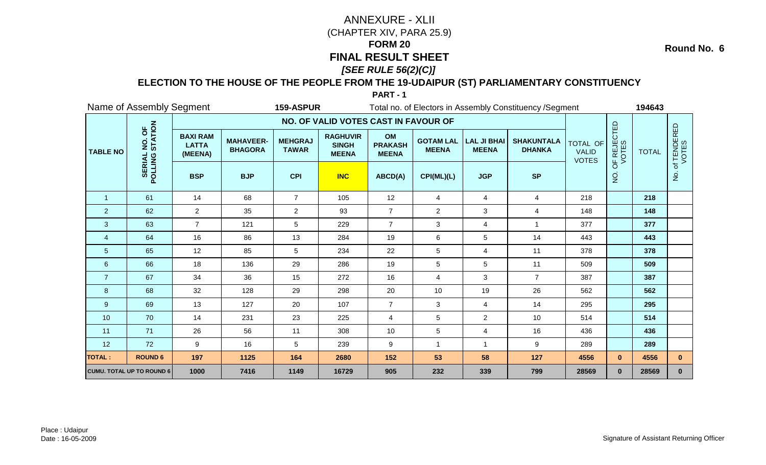# ANNEXURE - XLII

(CHAPTER XIV, PARA 25.9)

## FORM 20

## FINAL RESULT SHEET

***[SEE RULE 56(2)(C)]***

**Round No. 6**

### ELECTION TO THE HOUSE OF THE PEOPLE FROM THE 19-UDAIPUR (ST) PARLIAMENTARY CONSTITUENCY

**PART - 1**

Name of Assembly Segment **159-ASPUR** Total no. of Electors in Assembly Constituency /Segment **194643**

| TABLE NO | SERIAL NO. OF POLLING STATION | NO. OF VALID VOTES CAST IN FAVOUR OF | | | | | | | | TOTAL OF VALID VOTES | NO. OF REJECTED VOTES | TOTAL | No. of TENDERED VOTES |
|---|---|---|---|---|---|---|---|---|---|---|---|---|---|
| | | BAXI RAM LATTA (MEENA) | MAHAVEER-BHAGORA | MEHGRAJ TAWAR | RAGHUVIR SINGH MEENA | OM PRAKASH MEENA | GOTAM LAL MEENA | LAL JI BHAI MEENA | SHAKUNTALA DHANKA | | | | |
| | | BSP | BJP | CPI | INC | ABCD(A) | CPI(ML)(L) | JGP | SP | | | | |
| 1 | 61 | 14 | 68 | 7 | 105 | 12 | 4 | 4 | 4 | 218 | | **218** | |
| 2 | 62 | 2 | 35 | 2 | 93 | 7 | 2 | 3 | 4 | 148 | | **148** | |
| 3 | 63 | 7 | 121 | 5 | 229 | 7 | 3 | 4 | 1 | 377 | | **377** | |
| 4 | 64 | 16 | 86 | 13 | 284 | 19 | 6 | 5 | 14 | 443 | | **443** | |
| 5 | 65 | 12 | 85 | 5 | 234 | 22 | 5 | 4 | 11 | 378 | | **378** | |
| 6 | 66 | 18 | 136 | 29 | 286 | 19 | 5 | 5 | 11 | 509 | | **509** | |
| 7 | 67 | 34 | 36 | 15 | 272 | 16 | 4 | 3 | 7 | 387 | | **387** | |
| 8 | 68 | 32 | 128 | 29 | 298 | 20 | 10 | 19 | 26 | 562 | | **562** | |
| 9 | 69 | 13 | 127 | 20 | 107 | 7 | 3 | 4 | 14 | 295 | | **295** | |
| 10 | 70 | 14 | 231 | 23 | 225 | 4 | 5 | 2 | 10 | 514 | | **514** | |
| 11 | 71 | 26 | 56 | 11 | 308 | 10 | 5 | 4 | 16 | 436 | | **436** | |
| 12 | 72 | 9 | 16 | 5 | 239 | 9 | 1 | 1 | 9 | 289 | | **289** | |
| **TOTAL :** | **ROUND 6** | **197** | **1125** | **164** | **2680** | **152** | **53** | **58** | **127** | **4556** | **0** | **4556** | **0** |
| **CUMU. TOTAL UP TO ROUND 6** | | **1000** | **7416** | **1149** | **16729** | **905** | **232** | **339** | **799** | **28569** | **0** | **28569** | **0** |

Place : Udaipur
Date : 16-05-2009

Signature of Assistant Returning Officer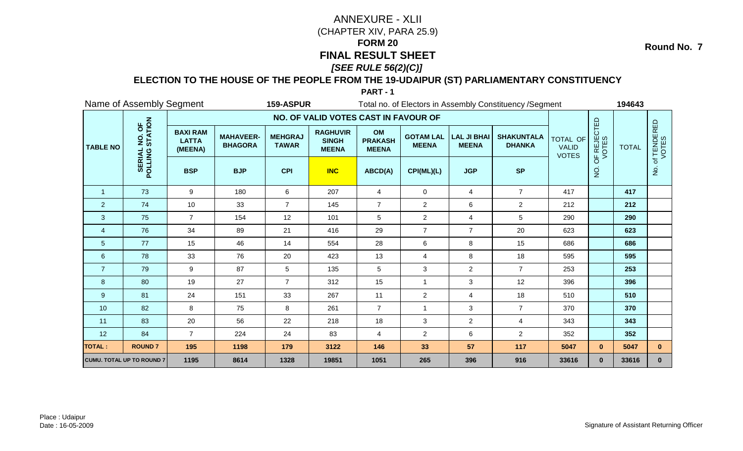# ANNEXURE - XLII

(CHAPTER XIV, PARA 25.9)

**FORM 20**

**FINAL RESULT SHEET**

***[SEE RULE 56(2)(C)]***

**Round No. 7**

## ELECTION TO THE HOUSE OF THE PEOPLE FROM THE 19-UDAIPUR (ST) PARLIAMENTARY CONSTITUENCY

**PART - 1**

Name of Assembly Segment **159-ASPUR** Total no. of Electors in Assembly Constituency /Segment **194643**

| TABLE NO | SERIAL NO. OF POLLING STATION | NO. OF VALID VOTES CAST IN FAVOUR OF | | | | | | | | TOTAL OF VALID VOTES | NO. OF REJECTED VOTES | TOTAL | No. of TENDERED VOTES |
|---|---|---|---|---|---|---|---|---|---|---|---|---|---|
| | | BAXI RAM LATTA (MEENA) | MAHAVEER-BHAGORA | MEHGRAJ TAWAR | RAGHUVIR SINGH MEENA | OM PRAKASH MEENA | GOTAM LAL MEENA | LAL JI BHAI MEENA | SHAKUNTALA DHANKA | | | | |
| | | BSP | BJP | CPI | INC | ABCD(A) | CPI(ML)(L) | JGP | SP | | | | |
| 1 | 73 | 9 | 180 | 6 | 207 | 4 | 0 | 4 | 7 | 417 | | **417** | |
| 2 | 74 | 10 | 33 | 7 | 145 | 7 | 2 | 6 | 2 | 212 | | **212** | |
| 3 | 75 | 7 | 154 | 12 | 101 | 5 | 2 | 4 | 5 | 290 | | **290** | |
| 4 | 76 | 34 | 89 | 21 | 416 | 29 | 7 | 7 | 20 | 623 | | **623** | |
| 5 | 77 | 15 | 46 | 14 | 554 | 28 | 6 | 8 | 15 | 686 | | **686** | |
| 6 | 78 | 33 | 76 | 20 | 423 | 13 | 4 | 8 | 18 | 595 | | **595** | |
| 7 | 79 | 9 | 87 | 5 | 135 | 5 | 3 | 2 | 7 | 253 | | **253** | |
| 8 | 80 | 19 | 27 | 7 | 312 | 15 | 1 | 3 | 12 | 396 | | **396** | |
| 9 | 81 | 24 | 151 | 33 | 267 | 11 | 2 | 4 | 18 | 510 | | **510** | |
| 10 | 82 | 8 | 75 | 8 | 261 | 7 | 1 | 3 | 7 | 370 | | **370** | |
| 11 | 83 | 20 | 56 | 22 | 218 | 18 | 3 | 2 | 4 | 343 | | **343** | |
| 12 | 84 | 7 | 224 | 24 | 83 | 4 | 2 | 6 | 2 | 352 | | **352** | |
| **TOTAL :** | **ROUND 7** | **195** | **1198** | **179** | **3122** | **146** | **33** | **57** | **117** | **5047** | **0** | **5047** | **0** |
| **CUMU. TOTAL UP TO ROUND 7** | | **1195** | **8614** | **1328** | **19851** | **1051** | **265** | **396** | **916** | **33616** | **0** | **33616** | **0** |

Place : Udaipur
Date : 16-05-2009

Signature of Assistant Returning Officer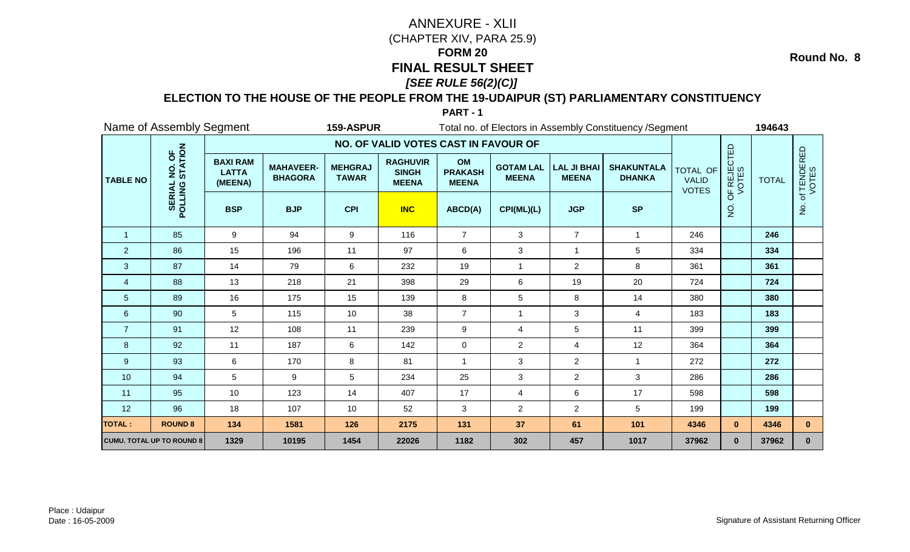# ANNEXURE - XLII

(CHAPTER XIV, PARA 25.9)

**FORM 20**

## FINAL RESULT SHEET

***[SEE RULE 56(2)(C)]***

**Round No. 8**

### ELECTION TO THE HOUSE OF THE PEOPLE FROM THE 19-UDAIPUR (ST) PARLIAMENTARY CONSTITUENCY

**PART - 1**

Name of Assembly Segment **159-ASPUR** Total no. of Electors in Assembly Constituency /Segment **194643**

| TABLE NO | SERIAL NO. OF POLLING STATION | NO. OF VALID VOTES CAST IN FAVOUR OF | | | | | | | | TOTAL OF VALID VOTES | NO. OF REJECTED VOTES | TOTAL | No. of TENDERED VOTES |
|---|---|---|---|---|---|---|---|---|---|---|---|---|---|
| | | BAXI RAM LATTA (MEENA) | MAHAVEER-BHAGORA | MEHGRAJ TAWAR | RAGHUVIR SINGH MEENA | OM PRAKASH MEENA | GOTAM LAL MEENA | LAL JI BHAI MEENA | SHAKUNTALA DHANKA | | | | |
| | | BSP | BJP | CPI | INC | ABCD(A) | CPI(ML)(L) | JGP | SP | | | | |
| 1 | 85 | 9 | 94 | 9 | 116 | 7 | 3 | 7 | 1 | 246 | | **246** | |
| 2 | 86 | 15 | 196 | 11 | 97 | 6 | 3 | 1 | 5 | 334 | | **334** | |
| 3 | 87 | 14 | 79 | 6 | 232 | 19 | 1 | 2 | 8 | 361 | | **361** | |
| 4 | 88 | 13 | 218 | 21 | 398 | 29 | 6 | 19 | 20 | 724 | | **724** | |
| 5 | 89 | 16 | 175 | 15 | 139 | 8 | 5 | 8 | 14 | 380 | | **380** | |
| 6 | 90 | 5 | 115 | 10 | 38 | 7 | 1 | 3 | 4 | 183 | | **183** | |
| 7 | 91 | 12 | 108 | 11 | 239 | 9 | 4 | 5 | 11 | 399 | | **399** | |
| 8 | 92 | 11 | 187 | 6 | 142 | 0 | 2 | 4 | 12 | 364 | | **364** | |
| 9 | 93 | 6 | 170 | 8 | 81 | 1 | 3 | 2 | 1 | 272 | | **272** | |
| 10 | 94 | 5 | 9 | 5 | 234 | 25 | 3 | 2 | 3 | 286 | | **286** | |
| 11 | 95 | 10 | 123 | 14 | 407 | 17 | 4 | 6 | 17 | 598 | | **598** | |
| 12 | 96 | 18 | 107 | 10 | 52 | 3 | 2 | 2 | 5 | 199 | | **199** | |
| **TOTAL :** | **ROUND 8** | **134** | **1581** | **126** | **2175** | **131** | **37** | **61** | **101** | **4346** | **0** | **4346** | **0** |
| **CUMU. TOTAL UP TO ROUND 8** | | **1329** | **10195** | **1454** | **22026** | **1182** | **302** | **457** | **1017** | **37962** | **0** | **37962** | **0** |

Place : Udaipur
Date : 16-05-2009

Signature of Assistant Returning Officer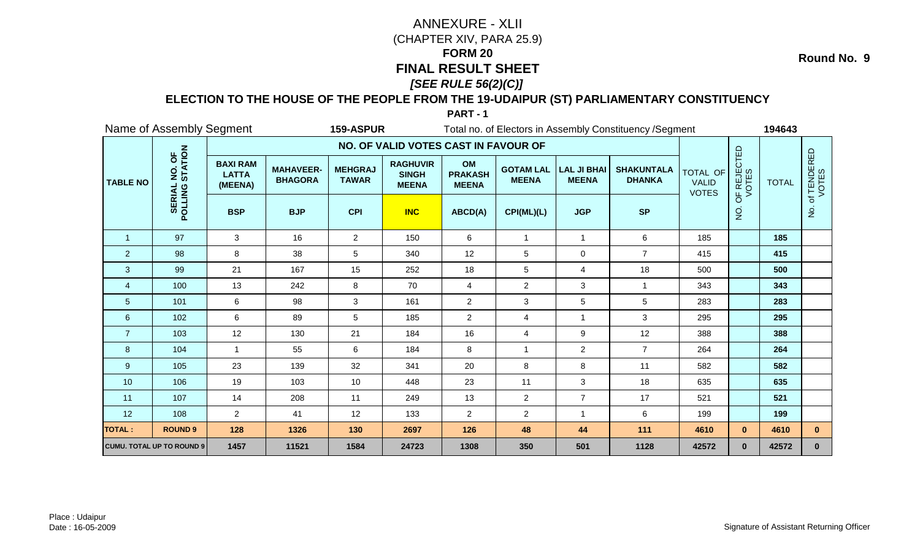# ANNEXURE - XLII

(CHAPTER XIV, PARA 25.9)

## FORM 20

## FINAL RESULT SHEET

***[SEE RULE 56(2)(C)]***

**Round No. 9**

### ELECTION TO THE HOUSE OF THE PEOPLE FROM THE 19-UDAIPUR (ST) PARLIAMENTARY CONSTITUENCY

**PART - 1**

Name of Assembly Segment **159-ASPUR** Total no. of Electors in Assembly Constituency /Segment **194643**

| TABLE NO | SERIAL NO. OF POLLING STATION | NO. OF VALID VOTES CAST IN FAVOUR OF | | | | | | | | TOTAL OF VALID VOTES | NO. OF REJECTED VOTES | TOTAL | No. of TENDERED VOTES |
|---|---|---|---|---|---|---|---|---|---|---|---|---|---|
| | | BAXI RAM LATTA (MEENA) | MAHAVEER-BHAGORA | MEHGRAJ TAWAR | RAGHUVIR SINGH MEENA | OM PRAKASH MEENA | GOTAM LAL MEENA | LAL JI BHAI MEENA | SHAKUNTALA DHANKA | | | | |
| | | BSP | BJP | CPI | INC | ABCD(A) | CPI(ML)(L) | JGP | SP | | | | |
| 1 | 97 | 3 | 16 | 2 | 150 | 6 | 1 | 1 | 6 | 185 | | 185 | |
| 2 | 98 | 8 | 38 | 5 | 340 | 12 | 5 | 0 | 7 | 415 | | 415 | |
| 3 | 99 | 21 | 167 | 15 | 252 | 18 | 5 | 4 | 18 | 500 | | 500 | |
| 4 | 100 | 13 | 242 | 8 | 70 | 4 | 2 | 3 | 1 | 343 | | 343 | |
| 5 | 101 | 6 | 98 | 3 | 161 | 2 | 3 | 5 | 5 | 283 | | 283 | |
| 6 | 102 | 6 | 89 | 5 | 185 | 2 | 4 | 1 | 3 | 295 | | 295 | |
| 7 | 103 | 12 | 130 | 21 | 184 | 16 | 4 | 9 | 12 | 388 | | 388 | |
| 8 | 104 | 1 | 55 | 6 | 184 | 8 | 1 | 2 | 7 | 264 | | 264 | |
| 9 | 105 | 23 | 139 | 32 | 341 | 20 | 8 | 8 | 11 | 582 | | 582 | |
| 10 | 106 | 19 | 103 | 10 | 448 | 23 | 11 | 3 | 18 | 635 | | 635 | |
| 11 | 107 | 14 | 208 | 11 | 249 | 13 | 2 | 7 | 17 | 521 | | 521 | |
| 12 | 108 | 2 | 41 | 12 | 133 | 2 | 2 | 1 | 6 | 199 | | 199 | |
| **TOTAL :** | **ROUND 9** | **128** | **1326** | **130** | **2697** | **126** | **48** | **44** | **111** | **4610** | **0** | **4610** | **0** |
| **CUMU. TOTAL UP TO ROUND 9** | | **1457** | **11521** | **1584** | **24723** | **1308** | **350** | **501** | **1128** | **42572** | **0** | **42572** | **0** |

Place : Udaipur

Date : 16-05-2009

Signature of Assistant Returning Officer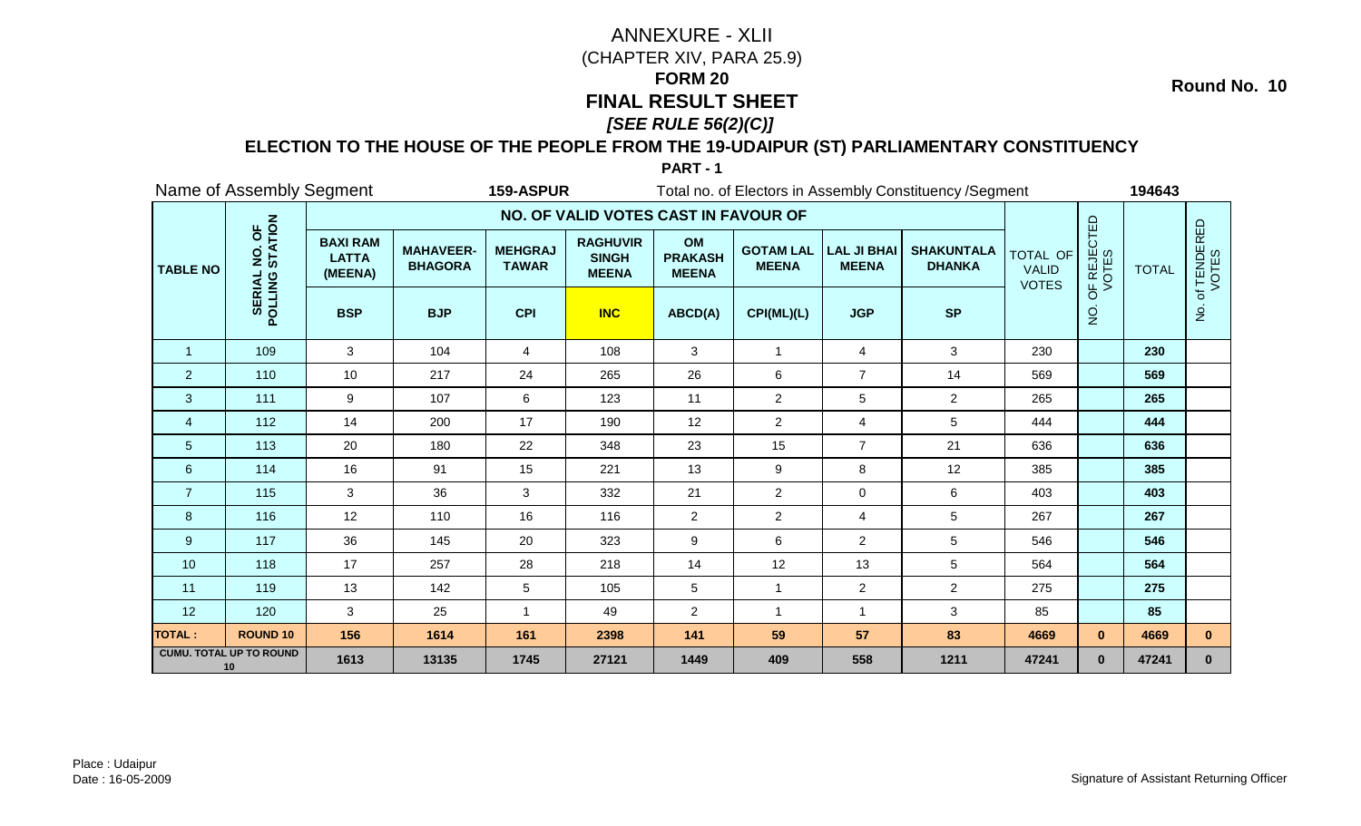# ANNEXURE - XLII

(CHAPTER XIV, PARA 25.9)

## FORM 20

## FINAL RESULT SHEET

***[SEE RULE 56(2)(C)]***

**Round No. 10**

### ELECTION TO THE HOUSE OF THE PEOPLE FROM THE 19-UDAIPUR (ST) PARLIAMENTARY CONSTITUENCY

**PART - 1**

Name of Assembly Segment **159-ASPUR** Total no. of Electors in Assembly Constituency /Segment **194643**

| TABLE NO | SERIAL NO. OF POLLING STATION | NO. OF VALID VOTES CAST IN FAVOUR OF | | | | | | | | TOTAL OF VALID VOTES | NO. OF REJECTED VOTES | TOTAL | No. of TENDERED VOTES |
|---|---|---|---|---|---|---|---|---|---|---|---|---|---|
| | | BAXI RAM LATTA (MEENA) | MAHAVEER-BHAGORA | MEHGRAJ TAWAR | RAGHUVIR SINGH MEENA | OM PRAKASH MEENA | GOTAM LAL MEENA | LAL JI BHAI MEENA | SHAKUNTALA DHANKA | | | | |
| | | BSP | BJP | CPI | INC | ABCD(A) | CPI(ML)(L) | JGP | SP | | | | |
| 1 | 109 | 3 | 104 | 4 | 108 | 3 | 1 | 4 | 3 | 230 | | 230 | |
| 2 | 110 | 10 | 217 | 24 | 265 | 26 | 6 | 7 | 14 | 569 | | 569 | |
| 3 | 111 | 9 | 107 | 6 | 123 | 11 | 2 | 5 | 2 | 265 | | 265 | |
| 4 | 112 | 14 | 200 | 17 | 190 | 12 | 2 | 4 | 5 | 444 | | 444 | |
| 5 | 113 | 20 | 180 | 22 | 348 | 23 | 15 | 7 | 21 | 636 | | 636 | |
| 6 | 114 | 16 | 91 | 15 | 221 | 13 | 9 | 8 | 12 | 385 | | 385 | |
| 7 | 115 | 3 | 36 | 3 | 332 | 21 | 2 | 0 | 6 | 403 | | 403 | |
| 8 | 116 | 12 | 110 | 16 | 116 | 2 | 2 | 4 | 5 | 267 | | 267 | |
| 9 | 117 | 36 | 145 | 20 | 323 | 9 | 6 | 2 | 5 | 546 | | 546 | |
| 10 | 118 | 17 | 257 | 28 | 218 | 14 | 12 | 13 | 5 | 564 | | 564 | |
| 11 | 119 | 13 | 142 | 5 | 105 | 5 | 1 | 2 | 2 | 275 | | 275 | |
| 12 | 120 | 3 | 25 | 1 | 49 | 2 | 1 | 1 | 3 | 85 | | 85 | |
| **TOTAL :** | **ROUND 10** | **156** | **1614** | **161** | **2398** | **141** | **59** | **57** | **83** | **4669** | **0** | **4669** | **0** |
| **CUMU. TOTAL UP TO ROUND 10** | | **1613** | **13135** | **1745** | **27121** | **1449** | **409** | **558** | **1211** | **47241** | **0** | **47241** | **0** |

Place : Udaipur

Date : 16-05-2009

Signature of Assistant Returning Officer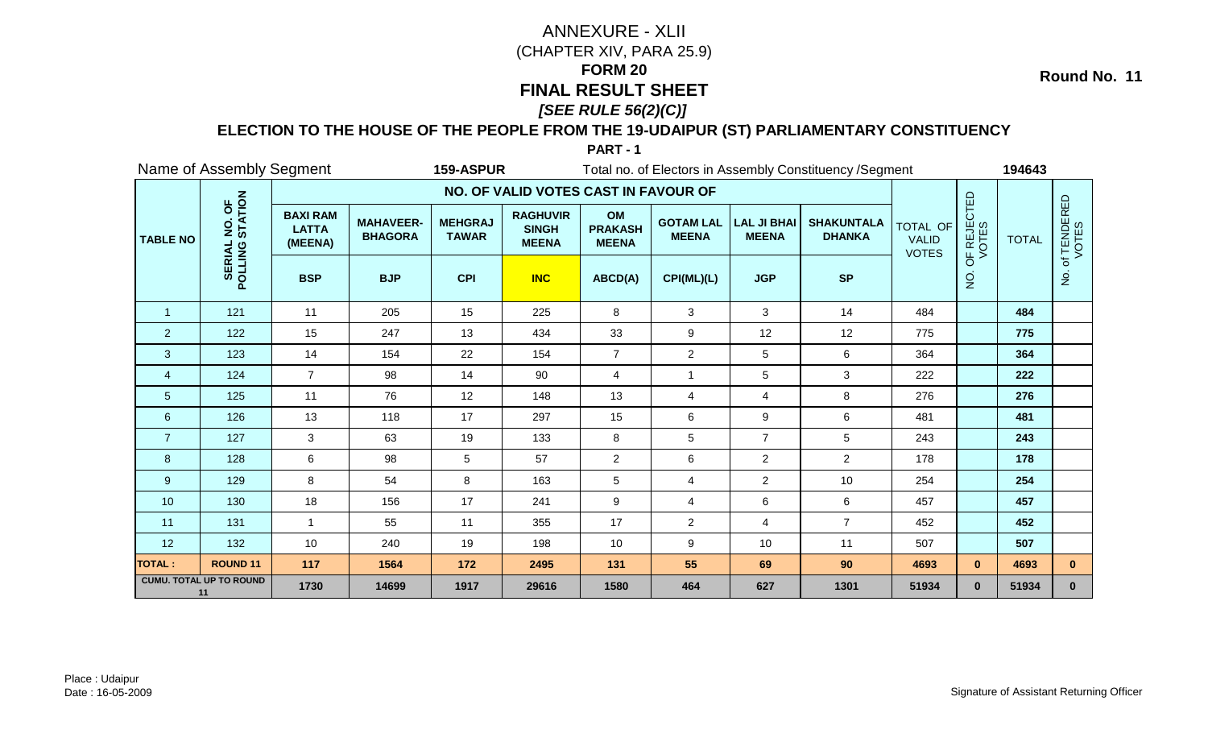# ANNEXURE - XLII

(CHAPTER XIV, PARA 25.9)

**FORM 20**

# FINAL RESULT SHEET

***[SEE RULE 56(2)(C)]***

**Round No. 11**

## ELECTION TO THE HOUSE OF THE PEOPLE FROM THE 19-UDAIPUR (ST) PARLIAMENTARY CONSTITUENCY

**PART - 1**

Name of Assembly Segment **159-ASPUR** Total no. of Electors in Assembly Constituency /Segment **194643**

| TABLE NO | SERIAL NO. OF POLLING STATION | NO. OF VALID VOTES CAST IN FAVOUR OF | | | | | | | | TOTAL OF VALID VOTES | NO. OF REJECTED VOTES | TOTAL | No. of TENDERED VOTES |
|---|---|---|---|---|---|---|---|---|---|---|---|---|---|
| | | BAXI RAM LATTA (MEENA) | MAHAVEER-BHAGORA | MEHGRAJ TAWAR | RAGHUVIR SINGH MEENA | OM PRAKASH MEENA | GOTAM LAL MEENA | LAL JI BHAI MEENA | SHAKUNTALA DHANKA | | | | |
| | | BSP | BJP | CPI | INC | ABCD(A) | CPI(ML)(L) | JGP | SP | | | | |
| 1 | 121 | 11 | 205 | 15 | 225 | 8 | 3 | 3 | 14 | 484 | | **484** | |
| 2 | 122 | 15 | 247 | 13 | 434 | 33 | 9 | 12 | 12 | 775 | | **775** | |
| 3 | 123 | 14 | 154 | 22 | 154 | 7 | 2 | 5 | 6 | 364 | | **364** | |
| 4 | 124 | 7 | 98 | 14 | 90 | 4 | 1 | 5 | 3 | 222 | | **222** | |
| 5 | 125 | 11 | 76 | 12 | 148 | 13 | 4 | 4 | 8 | 276 | | **276** | |
| 6 | 126 | 13 | 118 | 17 | 297 | 15 | 6 | 9 | 6 | 481 | | **481** | |
| 7 | 127 | 3 | 63 | 19 | 133 | 8 | 5 | 7 | 5 | 243 | | **243** | |
| 8 | 128 | 6 | 98 | 5 | 57 | 2 | 6 | 2 | 2 | 178 | | **178** | |
| 9 | 129 | 8 | 54 | 8 | 163 | 5 | 4 | 2 | 10 | 254 | | **254** | |
| 10 | 130 | 18 | 156 | 17 | 241 | 9 | 4 | 6 | 6 | 457 | | **457** | |
| 11 | 131 | 1 | 55 | 11 | 355 | 17 | 2 | 4 | 7 | 452 | | **452** | |
| 12 | 132 | 10 | 240 | 19 | 198 | 10 | 9 | 10 | 11 | 507 | | **507** | |
| **TOTAL :** | **ROUND 11** | **117** | **1564** | **172** | **2495** | **131** | **55** | **69** | **90** | **4693** | **0** | **4693** | **0** |
| **CUMU. TOTAL UP TO ROUND 11** | | **1730** | **14699** | **1917** | **29616** | **1580** | **464** | **627** | **1301** | **51934** | **0** | **51934** | **0** |

Place : Udaipur

Date : 16-05-2009

Signature of Assistant Returning Officer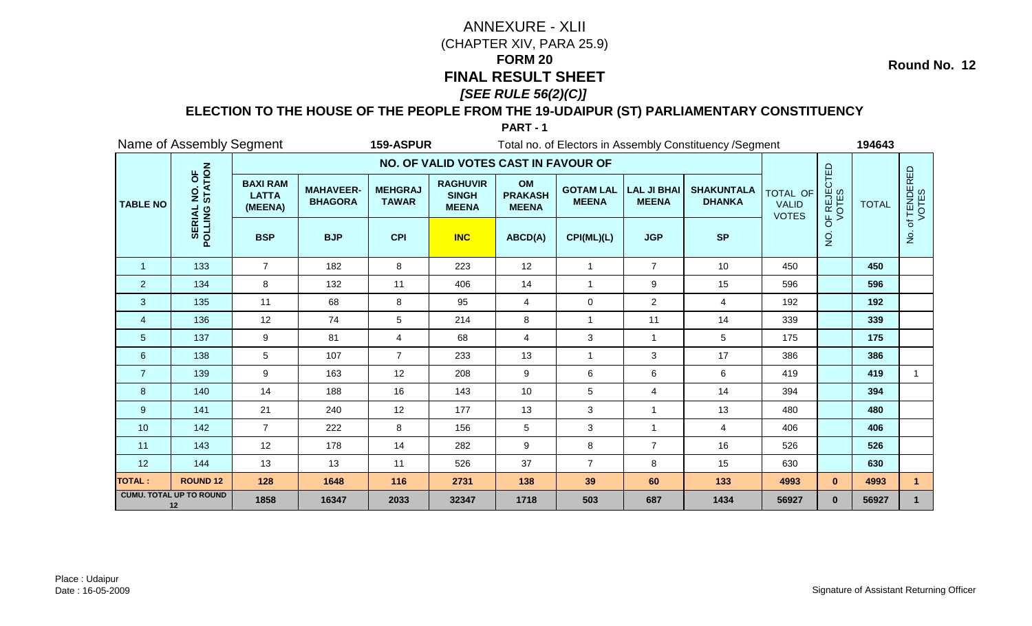# ANNEXURE - XLII

(CHAPTER XIV, PARA 25.9)

## FORM 20

## FINAL RESULT SHEET

***[SEE RULE 56(2)(C)]***

**Round No. 12**

### ELECTION TO THE HOUSE OF THE PEOPLE FROM THE 19-UDAIPUR (ST) PARLIAMENTARY CONSTITUENCY

**PART - 1**

Name of Assembly Segment **159-ASPUR** Total no. of Electors in Assembly Constituency /Segment **194643**

| TABLE NO | SERIAL NO. OF POLLING STATION | NO. OF VALID VOTES CAST IN FAVOUR OF | | | | | | | | TOTAL OF VALID VOTES | NO. OF REJECTED VOTES | TOTAL | No. of TENDERED VOTES |
|---|---|---|---|---|---|---|---|---|---|---|---|---|---|
| | | BAXI RAM LATTA (MEENA) | MAHAVEER-BHAGORA | MEHGRAJ TAWAR | RAGHUVIR SINGH MEENA | OM PRAKASH MEENA | GOTAM LAL MEENA | LAL JI BHAI MEENA | SHAKUNTALA DHANKA | | | | |
| | | BSP | BJP | CPI | INC | ABCD(A) | CPI(ML)(L) | JGP | SP | | | | |
| 1 | 133 | 7 | 182 | 8 | 223 | 12 | 1 | 7 | 10 | 450 | | 450 | |
| 2 | 134 | 8 | 132 | 11 | 406 | 14 | 1 | 9 | 15 | 596 | | 596 | |
| 3 | 135 | 11 | 68 | 8 | 95 | 4 | 0 | 2 | 4 | 192 | | 192 | |
| 4 | 136 | 12 | 74 | 5 | 214 | 8 | 1 | 11 | 14 | 339 | | 339 | |
| 5 | 137 | 9 | 81 | 4 | 68 | 4 | 3 | 1 | 5 | 175 | | 175 | |
| 6 | 138 | 5 | 107 | 7 | 233 | 13 | 1 | 3 | 17 | 386 | | 386 | |
| 7 | 139 | 9 | 163 | 12 | 208 | 9 | 6 | 6 | 6 | 419 | | 419 | 1 |
| 8 | 140 | 14 | 188 | 16 | 143 | 10 | 5 | 4 | 14 | 394 | | 394 | |
| 9 | 141 | 21 | 240 | 12 | 177 | 13 | 3 | 1 | 13 | 480 | | 480 | |
| 10 | 142 | 7 | 222 | 8 | 156 | 5 | 3 | 1 | 4 | 406 | | 406 | |
| 11 | 143 | 12 | 178 | 14 | 282 | 9 | 8 | 7 | 16 | 526 | | 526 | |
| 12 | 144 | 13 | 13 | 11 | 526 | 37 | 7 | 8 | 15 | 630 | | 630 | |
| **TOTAL :** | **ROUND 12** | **128** | **1648** | **116** | **2731** | **138** | **39** | **60** | **133** | **4993** | **0** | **4993** | **1** |
| **CUMU. TOTAL UP TO ROUND 12** | | **1858** | **16347** | **2033** | **32347** | **1718** | **503** | **687** | **1434** | **56927** | **0** | **56927** | **1** |

Place : Udaipur
Date : 16-05-2009

Signature of Assistant Returning Officer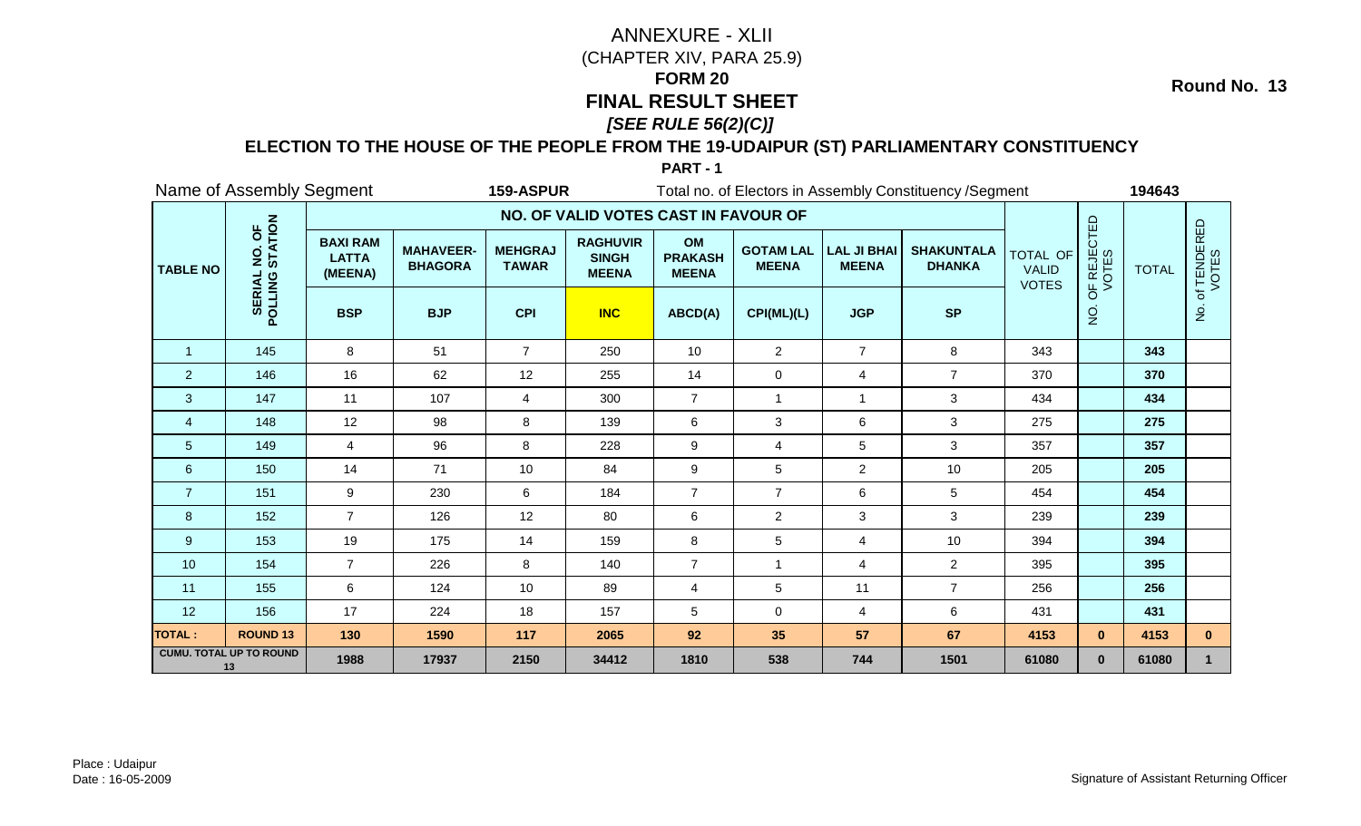# ANNEXURE - XLII

(CHAPTER XIV, PARA 25.9)

**FORM 20**

**FINAL RESULT SHEET**

***[SEE RULE 56(2)(C)]***

**Round No. 13**

**ELECTION TO THE HOUSE OF THE PEOPLE FROM THE 19-UDAIPUR (ST) PARLIAMENTARY CONSTITUENCY**

**PART - 1**

Name of Assembly Segment **159-ASPUR** Total no. of Electors in Assembly Constituency /Segment **194643**

| TABLE NO | SERIAL NO. OF POLLING STATION | NO. OF VALID VOTES CAST IN FAVOUR OF | | | | | | | | TOTAL OF VALID VOTES | NO. OF REJECTED VOTES | TOTAL | No. of TENDERED VOTES |
|---|---|---|---|---|---|---|---|---|---|---|---|---|---|
| | | BAXI RAM LATTA (MEENA) | MAHAVEER-BHAGORA | MEHGRAJ TAWAR | RAGHUVIR SINGH MEENA | OM PRAKASH MEENA | GOTAM LAL MEENA | LAL JI BHAI MEENA | SHAKUNTALA DHANKA | | | | |
| | | BSP | BJP | CPI | INC | ABCD(A) | CPI(ML)(L) | JGP | SP | | | | |
| 1 | 145 | 8 | 51 | 7 | 250 | 10 | 2 | 7 | 8 | 343 | | **343** | |
| 2 | 146 | 16 | 62 | 12 | 255 | 14 | 0 | 4 | 7 | 370 | | **370** | |
| 3 | 147 | 11 | 107 | 4 | 300 | 7 | 1 | 1 | 3 | 434 | | **434** | |
| 4 | 148 | 12 | 98 | 8 | 139 | 6 | 3 | 6 | 3 | 275 | | **275** | |
| 5 | 149 | 4 | 96 | 8 | 228 | 9 | 4 | 5 | 3 | 357 | | **357** | |
| 6 | 150 | 14 | 71 | 10 | 84 | 9 | 5 | 2 | 10 | 205 | | **205** | |
| 7 | 151 | 9 | 230 | 6 | 184 | 7 | 7 | 6 | 5 | 454 | | **454** | |
| 8 | 152 | 7 | 126 | 12 | 80 | 6 | 2 | 3 | 3 | 239 | | **239** | |
| 9 | 153 | 19 | 175 | 14 | 159 | 8 | 5 | 4 | 10 | 394 | | **394** | |
| 10 | 154 | 7 | 226 | 8 | 140 | 7 | 1 | 4 | 2 | 395 | | **395** | |
| 11 | 155 | 6 | 124 | 10 | 89 | 4 | 5 | 11 | 7 | 256 | | **256** | |
| 12 | 156 | 17 | 224 | 18 | 157 | 5 | 0 | 4 | 6 | 431 | | **431** | |
| **TOTAL :** | **ROUND 13** | **130** | **1590** | **117** | **2065** | **92** | **35** | **57** | **67** | **4153** | **0** | **4153** | **0** |
| **CUMU. TOTAL UP TO ROUND 13** | | **1988** | **17937** | **2150** | **34412** | **1810** | **538** | **744** | **1501** | **61080** | **0** | **61080** | **1** |

Place : Udaipur

Date : 16-05-2009

Signature of Assistant Returning Officer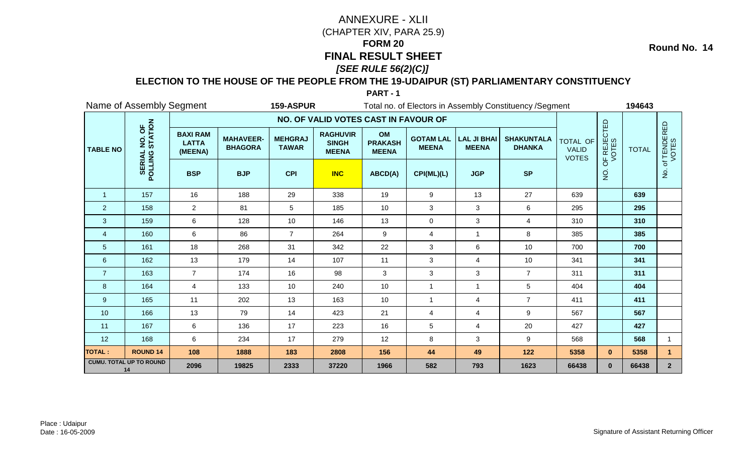# ANNEXURE - XLII

(CHAPTER XIV, PARA 25.9)

## FORM 20

## FINAL RESULT SHEET

***[SEE RULE 56(2)(C)]***

**Round No. 14**

### ELECTION TO THE HOUSE OF THE PEOPLE FROM THE 19-UDAIPUR (ST) PARLIAMENTARY CONSTITUENCY

**PART - 1**

Name of Assembly Segment **159-ASPUR** Total no. of Electors in Assembly Constituency /Segment **194643**

| TABLE NO | SERIAL NO. OF POLLING STATION | NO. OF VALID VOTES CAST IN FAVOUR OF | | | | | | | | TOTAL OF VALID VOTES | NO. OF REJECTED VOTES | TOTAL | No. of TENDERED VOTES |
|---|---|---|---|---|---|---|---|---|---|---|---|---|---|
| | | BAXI RAM LATTA (MEENA) | MAHAVEER-BHAGORA | MEHGRAJ TAWAR | RAGHUVIR SINGH MEENA | OM PRAKASH MEENA | GOTAM LAL MEENA | LAL JI BHAI MEENA | SHAKUNTALA DHANKA | | | | |
| | | BSP | BJP | CPI | INC | ABCD(A) | CPI(ML)(L) | JGP | SP | | | | |
| 1 | 157 | 16 | 188 | 29 | 338 | 19 | 9 | 13 | 27 | 639 | | **639** | |
| 2 | 158 | 2 | 81 | 5 | 185 | 10 | 3 | 3 | 6 | 295 | | **295** | |
| 3 | 159 | 6 | 128 | 10 | 146 | 13 | 0 | 3 | 4 | 310 | | **310** | |
| 4 | 160 | 6 | 86 | 7 | 264 | 9 | 4 | 1 | 8 | 385 | | **385** | |
| 5 | 161 | 18 | 268 | 31 | 342 | 22 | 3 | 6 | 10 | 700 | | **700** | |
| 6 | 162 | 13 | 179 | 14 | 107 | 11 | 3 | 4 | 10 | 341 | | **341** | |
| 7 | 163 | 7 | 174 | 16 | 98 | 3 | 3 | 3 | 7 | 311 | | **311** | |
| 8 | 164 | 4 | 133 | 10 | 240 | 10 | 1 | 1 | 5 | 404 | | **404** | |
| 9 | 165 | 11 | 202 | 13 | 163 | 10 | 1 | 4 | 7 | 411 | | **411** | |
| 10 | 166 | 13 | 79 | 14 | 423 | 21 | 4 | 4 | 9 | 567 | | **567** | |
| 11 | 167 | 6 | 136 | 17 | 223 | 16 | 5 | 4 | 20 | 427 | | **427** | |
| 12 | 168 | 6 | 234 | 17 | 279 | 12 | 8 | 3 | 9 | 568 | | **568** | 1 |
| **TOTAL :** | **ROUND 14** | **108** | **1888** | **183** | **2808** | **156** | **44** | **49** | **122** | **5358** | **0** | **5358** | **1** |
| **CUMU. TOTAL UP TO ROUND 14** | | **2096** | **19825** | **2333** | **37220** | **1966** | **582** | **793** | **1623** | **66438** | **0** | **66438** | **2** |

Place : Udaipur
Date : 16-05-2009

Signature of Assistant Returning Officer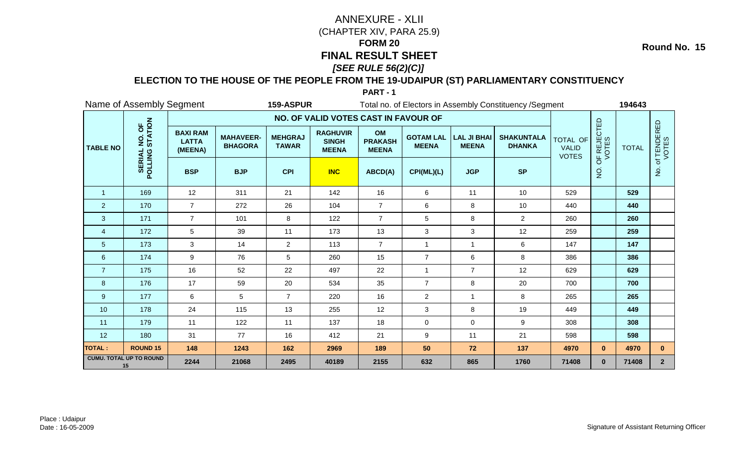# ANNEXURE - XLII
(CHAPTER XIV, PARA 25.9)
**FORM 20**
**FINAL RESULT SHEET**
***[SEE RULE 56(2)(C)]***

**Round No. 15**

## ELECTION TO THE HOUSE OF THE PEOPLE FROM THE 19-UDAIPUR (ST) PARLIAMENTARY CONSTITUENCY

**PART - 1**

Name of Assembly Segment **159-ASPUR** Total no. of Electors in Assembly Constituency /Segment **194643**

| TABLE NO | SERIAL NO. OF POLLING STATION | NO. OF VALID VOTES CAST IN FAVOUR OF | | | | | | | | TOTAL OF VALID VOTES | NO. OF REJECTED VOTES | TOTAL | No. of TENDERED VOTES |
|---|---|---|---|---|---|---|---|---|---|---|---|---|---|
| | | BAXI RAM LATTA (MEENA) | MAHAVEER-BHAGORA | MEHGRAJ TAWAR | RAGHUVIR SINGH MEENA | OM PRAKASH MEENA | GOTAM LAL MEENA | LAL JI BHAI MEENA | SHAKUNTALA DHANKA | | | | |
| | | BSP | BJP | CPI | INC | ABCD(A) | CPI(ML)(L) | JGP | SP | | | | |
| 1 | 169 | 12 | 311 | 21 | 142 | 16 | 6 | 11 | 10 | 529 | | **529** | |
| 2 | 170 | 7 | 272 | 26 | 104 | 7 | 6 | 8 | 10 | 440 | | **440** | |
| 3 | 171 | 7 | 101 | 8 | 122 | 7 | 5 | 8 | 2 | 260 | | **260** | |
| 4 | 172 | 5 | 39 | 11 | 173 | 13 | 3 | 3 | 12 | 259 | | **259** | |
| 5 | 173 | 3 | 14 | 2 | 113 | 7 | 1 | 1 | 6 | 147 | | **147** | |
| 6 | 174 | 9 | 76 | 5 | 260 | 15 | 7 | 6 | 8 | 386 | | **386** | |
| 7 | 175 | 16 | 52 | 22 | 497 | 22 | 1 | 7 | 12 | 629 | | **629** | |
| 8 | 176 | 17 | 59 | 20 | 534 | 35 | 7 | 8 | 20 | 700 | | **700** | |
| 9 | 177 | 6 | 5 | 7 | 220 | 16 | 2 | 1 | 8 | 265 | | **265** | |
| 10 | 178 | 24 | 115 | 13 | 255 | 12 | 3 | 8 | 19 | 449 | | **449** | |
| 11 | 179 | 11 | 122 | 11 | 137 | 18 | 0 | 0 | 9 | 308 | | **308** | |
| 12 | 180 | 31 | 77 | 16 | 412 | 21 | 9 | 11 | 21 | 598 | | **598** | |
| **TOTAL :** | **ROUND 15** | **148** | **1243** | **162** | **2969** | **189** | **50** | **72** | **137** | **4970** | **0** | **4970** | **0** |
| **CUMU. TOTAL UP TO ROUND 15** | | **2244** | **21068** | **2495** | **40189** | **2155** | **632** | **865** | **1760** | **71408** | **0** | **71408** | **2** |

Place : Udaipur
Date : 16-05-2009

Signature of Assistant Returning Officer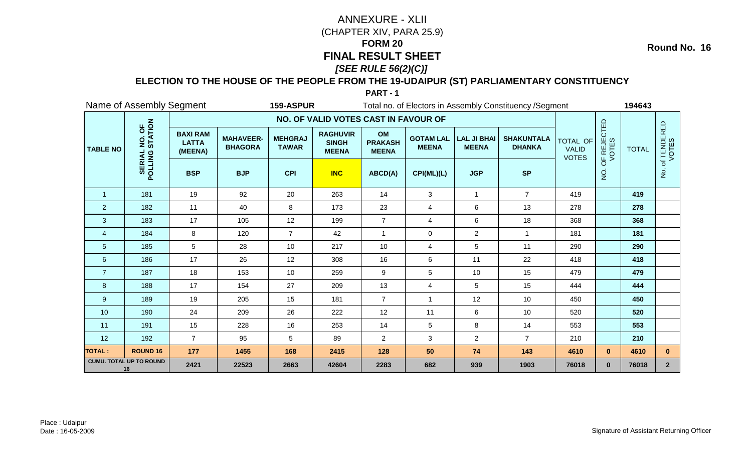# ANNEXURE - XLII

(CHAPTER XIV, PARA 25.9)

**FORM 20**

# FINAL RESULT SHEET

***[SEE RULE 56(2)(C)]***

**Round No. 16**

## ELECTION TO THE HOUSE OF THE PEOPLE FROM THE 19-UDAIPUR (ST) PARLIAMENTARY CONSTITUENCY

**PART - 1**

Name of Assembly Segment **159-ASPUR** Total no. of Electors in Assembly Constituency /Segment **194643**

| TABLE NO | SERIAL NO. OF POLLING STATION | NO. OF VALID VOTES CAST IN FAVOUR OF | | | | | | | | TOTAL OF VALID VOTES | NO. OF REJECTED VOTES | TOTAL | No. of TENDERED VOTES |
|---|---|---|---|---|---|---|---|---|---|---|---|---|---|
| | | BAXI RAM LATTA (MEENA) | MAHAVEER-BHAGORA | MEHGRAJ TAWAR | RAGHUVIR SINGH MEENA | OM PRAKASH MEENA | GOTAM LAL MEENA | LAL JI BHAI MEENA | SHAKUNTALA DHANKA | | | | |
| | | BSP | BJP | CPI | INC | ABCD(A) | CPI(ML)(L) | JGP | SP | | | | |
| 1 | 181 | 19 | 92 | 20 | 263 | 14 | 3 | 1 | 7 | 419 | | **419** | |
| 2 | 182 | 11 | 40 | 8 | 173 | 23 | 4 | 6 | 13 | 278 | | **278** | |
| 3 | 183 | 17 | 105 | 12 | 199 | 7 | 4 | 6 | 18 | 368 | | **368** | |
| 4 | 184 | 8 | 120 | 7 | 42 | 1 | 0 | 2 | 1 | 181 | | **181** | |
| 5 | 185 | 5 | 28 | 10 | 217 | 10 | 4 | 5 | 11 | 290 | | **290** | |
| 6 | 186 | 17 | 26 | 12 | 308 | 16 | 6 | 11 | 22 | 418 | | **418** | |
| 7 | 187 | 18 | 153 | 10 | 259 | 9 | 5 | 10 | 15 | 479 | | **479** | |
| 8 | 188 | 17 | 154 | 27 | 209 | 13 | 4 | 5 | 15 | 444 | | **444** | |
| 9 | 189 | 19 | 205 | 15 | 181 | 7 | 1 | 12 | 10 | 450 | | **450** | |
| 10 | 190 | 24 | 209 | 26 | 222 | 12 | 11 | 6 | 10 | 520 | | **520** | |
| 11 | 191 | 15 | 228 | 16 | 253 | 14 | 5 | 8 | 14 | 553 | | **553** | |
| 12 | 192 | 7 | 95 | 5 | 89 | 2 | 3 | 2 | 7 | 210 | | **210** | |
| **TOTAL :** | **ROUND 16** | **177** | **1455** | **168** | **2415** | **128** | **50** | **74** | **143** | **4610** | **0** | **4610** | **0** |
| **CUMU. TOTAL UP TO ROUND 16** | | **2421** | **22523** | **2663** | **42604** | **2283** | **682** | **939** | **1903** | **76018** | **0** | **76018** | **2** |

Place : Udaipur

Date : 16-05-2009

Signature of Assistant Returning Officer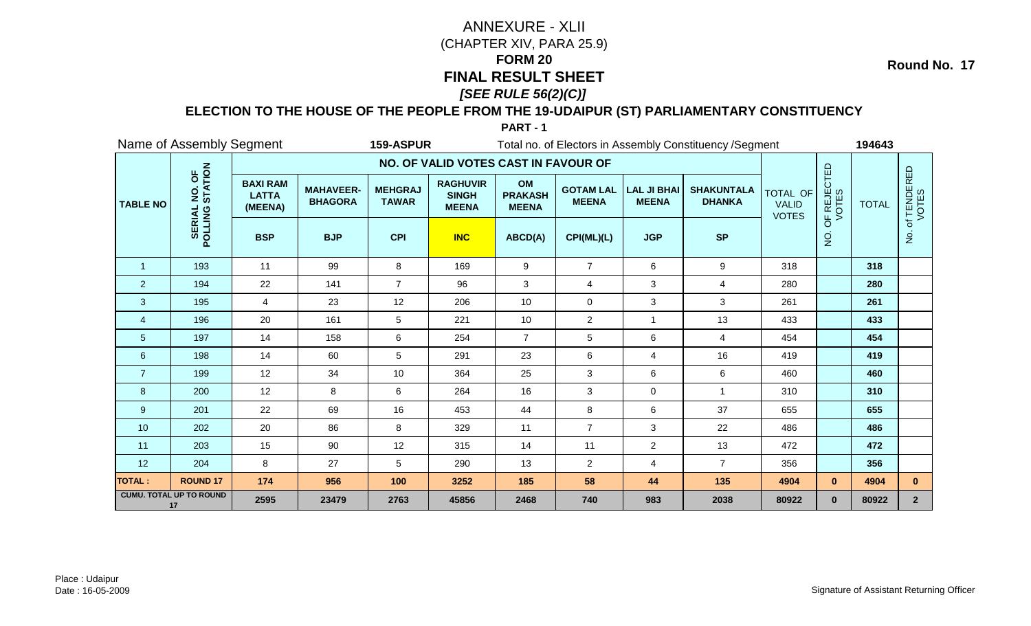# ANNEXURE - XLII

(CHAPTER XIV, PARA 25.9)

## FORM 20

## FINAL RESULT SHEET

### *[SEE RULE 56(2)(C)]*

**Round No. 17**

### ELECTION TO THE HOUSE OF THE PEOPLE FROM THE 19-UDAIPUR (ST) PARLIAMENTARY CONSTITUENCY

**PART - 1**

Name of Assembly Segment **159-ASPUR** Total no. of Electors in Assembly Constituency /Segment **194643**

| TABLE NO | SERIAL NO. OF POLLING STATION | NO. OF VALID VOTES CAST IN FAVOUR OF | | | | | | | | TOTAL OF VALID VOTES | NO. OF REJECTED VOTES | TOTAL | No. of TENDERED VOTES |
|---|---|---|---|---|---|---|---|---|---|---|---|---|---|
| | | BAXI RAM LATTA (MEENA) | MAHAVEER-BHAGORA | MEHGRAJ TAWAR | RAGHUVIR SINGH MEENA | OM PRAKASH MEENA | GOTAM LAL MEENA | LAL JI BHAI MEENA | SHAKUNTALA DHANKA | | | | |
| | | BSP | BJP | CPI | INC | ABCD(A) | CPI(ML)(L) | JGP | SP | | | | |
| 1 | 193 | 11 | 99 | 8 | 169 | 9 | 7 | 6 | 9 | 318 | | 318 | |
| 2 | 194 | 22 | 141 | 7 | 96 | 3 | 4 | 3 | 4 | 280 | | 280 | |
| 3 | 195 | 4 | 23 | 12 | 206 | 10 | 0 | 3 | 3 | 261 | | 261 | |
| 4 | 196 | 20 | 161 | 5 | 221 | 10 | 2 | 1 | 13 | 433 | | 433 | |
| 5 | 197 | 14 | 158 | 6 | 254 | 7 | 5 | 6 | 4 | 454 | | 454 | |
| 6 | 198 | 14 | 60 | 5 | 291 | 23 | 6 | 4 | 16 | 419 | | 419 | |
| 7 | 199 | 12 | 34 | 10 | 364 | 25 | 3 | 6 | 6 | 460 | | 460 | |
| 8 | 200 | 12 | 8 | 6 | 264 | 16 | 3 | 0 | 1 | 310 | | 310 | |
| 9 | 201 | 22 | 69 | 16 | 453 | 44 | 8 | 6 | 37 | 655 | | 655 | |
| 10 | 202 | 20 | 86 | 8 | 329 | 11 | 7 | 3 | 22 | 486 | | 486 | |
| 11 | 203 | 15 | 90 | 12 | 315 | 14 | 11 | 2 | 13 | 472 | | 472 | |
| 12 | 204 | 8 | 27 | 5 | 290 | 13 | 2 | 4 | 7 | 356 | | 356 | |
| **TOTAL :** | **ROUND 17** | **174** | **956** | **100** | **3252** | **185** | **58** | **44** | **135** | **4904** | **0** | **4904** | **0** |
| **CUMU. TOTAL UP TO ROUND 17** | | **2595** | **23479** | **2763** | **45856** | **2468** | **740** | **983** | **2038** | **80922** | **0** | **80922** | **2** |

Place : Udaipur
Date : 16-05-2009

Signature of Assistant Returning Officer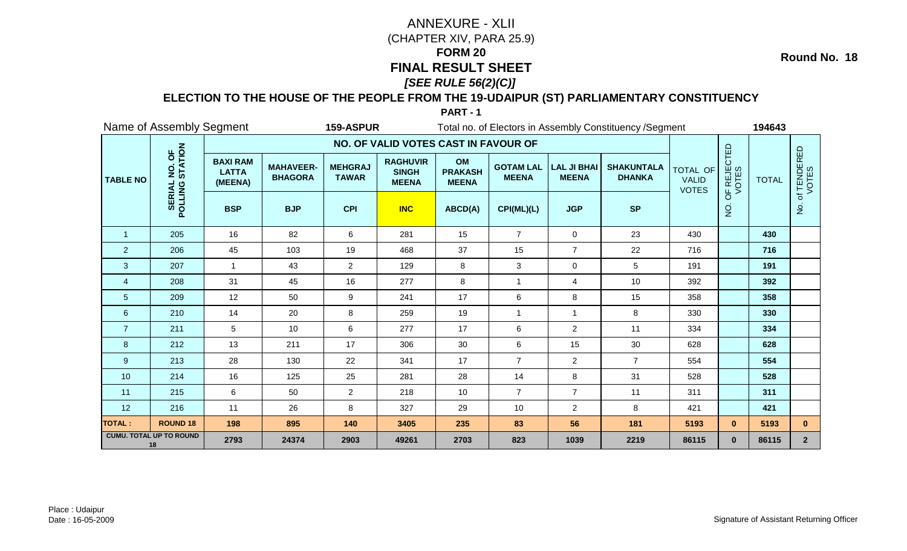# ANNEXURE - XLII

(CHAPTER XIV, PARA 25.9)

## FORM 20

## FINAL RESULT SHEET

***[SEE RULE 56(2)(C)]***

**Round No. 18**

### ELECTION TO THE HOUSE OF THE PEOPLE FROM THE 19-UDAIPUR (ST) PARLIAMENTARY CONSTITUENCY

**PART - 1**

Name of Assembly Segment **159-ASPUR** Total no. of Electors in Assembly Constituency /Segment **194643**

| TABLE NO | SERIAL NO. OF POLLING STATION | NO. OF VALID VOTES CAST IN FAVOUR OF | | | | | | | | TOTAL OF VALID VOTES | NO. OF REJECTED VOTES | TOTAL | No. of TENDERED VOTES |
|---|---|---|---|---|---|---|---|---|---|---|---|---|---|
| | | BAXI RAM LATTA (MEENA) | MAHAVEER-BHAGORA | MEHGRAJ TAWAR | RAGHUVIR SINGH MEENA | OM PRAKASH MEENA | GOTAM LAL MEENA | LAL JI BHAI MEENA | SHAKUNTALA DHANKA | | | | |
| | | BSP | BJP | CPI | INC | ABCD(A) | CPI(ML)(L) | JGP | SP | | | | |
| 1 | 205 | 16 | 82 | 6 | 281 | 15 | 7 | 0 | 23 | 430 | | 430 | |
| 2 | 206 | 45 | 103 | 19 | 468 | 37 | 15 | 7 | 22 | 716 | | 716 | |
| 3 | 207 | 1 | 43 | 2 | 129 | 8 | 3 | 0 | 5 | 191 | | 191 | |
| 4 | 208 | 31 | 45 | 16 | 277 | 8 | 1 | 4 | 10 | 392 | | 392 | |
| 5 | 209 | 12 | 50 | 9 | 241 | 17 | 6 | 8 | 15 | 358 | | 358 | |
| 6 | 210 | 14 | 20 | 8 | 259 | 19 | 1 | 1 | 8 | 330 | | 330 | |
| 7 | 211 | 5 | 10 | 6 | 277 | 17 | 6 | 2 | 11 | 334 | | 334 | |
| 8 | 212 | 13 | 211 | 17 | 306 | 30 | 6 | 15 | 30 | 628 | | 628 | |
| 9 | 213 | 28 | 130 | 22 | 341 | 17 | 7 | 2 | 7 | 554 | | 554 | |
| 10 | 214 | 16 | 125 | 25 | 281 | 28 | 14 | 8 | 31 | 528 | | 528 | |
| 11 | 215 | 6 | 50 | 2 | 218 | 10 | 7 | 7 | 11 | 311 | | 311 | |
| 12 | 216 | 11 | 26 | 8 | 327 | 29 | 10 | 2 | 8 | 421 | | 421 | |
| **TOTAL :** | **ROUND 18** | **198** | **895** | **140** | **3405** | **235** | **83** | **56** | **181** | **5193** | **0** | **5193** | **0** |
| **CUMU. TOTAL UP TO ROUND 18** | | **2793** | **24374** | **2903** | **49261** | **2703** | **823** | **1039** | **2219** | **86115** | **0** | **86115** | **2** |

Place : Udaipur
Date : 16-05-2009

Signature of Assistant Returning Officer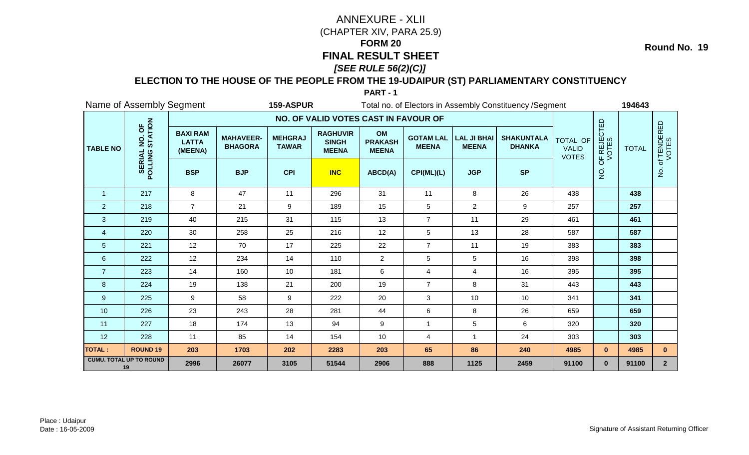# ANNEXURE - XLII

(CHAPTER XIV, PARA 25.9)

## FORM 20

## FINAL RESULT SHEET

***[SEE RULE 56(2)(C)]***

**Round No. 19**

### ELECTION TO THE HOUSE OF THE PEOPLE FROM THE 19-UDAIPUR (ST) PARLIAMENTARY CONSTITUENCY

**PART - 1**

Name of Assembly Segment **159-ASPUR** Total no. of Electors in Assembly Constituency /Segment **194643**

| TABLE NO | SERIAL NO. OF POLLING STATION | NO. OF VALID VOTES CAST IN FAVOUR OF | | | | | | | | TOTAL OF VALID VOTES | NO. OF REJECTED VOTES | TOTAL | No. of TENDERED VOTES |
|---|---|---|---|---|---|---|---|---|---|---|---|---|---|
| | | BAXI RAM LATTA (MEENA) | MAHAVEER-BHAGORA | MEHGRAJ TAWAR | RAGHUVIR SINGH MEENA | OM PRAKASH MEENA | GOTAM LAL MEENA | LAL JI BHAI MEENA | SHAKUNTALA DHANKA | | | | |
| | | BSP | BJP | CPI | INC | ABCD(A) | CPI(ML)(L) | JGP | SP | | | | |
| 1 | 217 | 8 | 47 | 11 | 296 | 31 | 11 | 8 | 26 | 438 | | 438 | |
| 2 | 218 | 7 | 21 | 9 | 189 | 15 | 5 | 2 | 9 | 257 | | 257 | |
| 3 | 219 | 40 | 215 | 31 | 115 | 13 | 7 | 11 | 29 | 461 | | 461 | |
| 4 | 220 | 30 | 258 | 25 | 216 | 12 | 5 | 13 | 28 | 587 | | 587 | |
| 5 | 221 | 12 | 70 | 17 | 225 | 22 | 7 | 11 | 19 | 383 | | 383 | |
| 6 | 222 | 12 | 234 | 14 | 110 | 2 | 5 | 5 | 16 | 398 | | 398 | |
| 7 | 223 | 14 | 160 | 10 | 181 | 6 | 4 | 4 | 16 | 395 | | 395 | |
| 8 | 224 | 19 | 138 | 21 | 200 | 19 | 7 | 8 | 31 | 443 | | 443 | |
| 9 | 225 | 9 | 58 | 9 | 222 | 20 | 3 | 10 | 10 | 341 | | 341 | |
| 10 | 226 | 23 | 243 | 28 | 281 | 44 | 6 | 8 | 26 | 659 | | 659 | |
| 11 | 227 | 18 | 174 | 13 | 94 | 9 | 1 | 5 | 6 | 320 | | 320 | |
| 12 | 228 | 11 | 85 | 14 | 154 | 10 | 4 | 1 | 24 | 303 | | 303 | |
| **TOTAL :** | **ROUND 19** | **203** | **1703** | **202** | **2283** | **203** | **65** | **86** | **240** | **4985** | **0** | **4985** | **0** |
| **CUMU. TOTAL UP TO ROUND 19** | | **2996** | **26077** | **3105** | **51544** | **2906** | **888** | **1125** | **2459** | **91100** | **0** | **91100** | **2** |

Place : Udaipur
Date : 16-05-2009

Signature of Assistant Returning Officer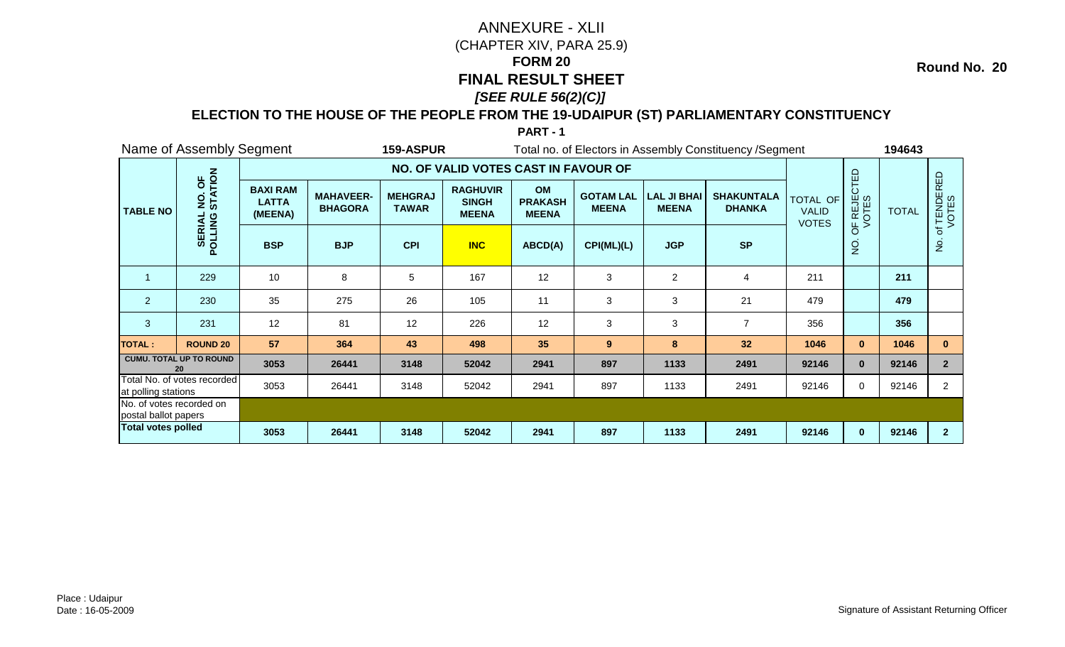# ANNEXURE - XLII

(CHAPTER XIV, PARA 25.9)

**FORM 20**

## FINAL RESULT SHEET

***[SEE RULE 56(2)(C)]***

**Round No. 20**

### ELECTION TO THE HOUSE OF THE PEOPLE FROM THE 19-UDAIPUR (ST) PARLIAMENTARY CONSTITUENCY

**PART - 1**

Name of Assembly Segment **159-ASPUR** Total no. of Electors in Assembly Constituency /Segment **194643**

| TABLE NO | SERIAL NO. OF POLLING STATION | NO. OF VALID VOTES CAST IN FAVOUR OF | | | | | | | | TOTAL OF VALID VOTES | NO. OF REJECTED VOTES | TOTAL | No. of TENDERED VOTES |
|---|---|---|---|---|---|---|---|---|---|---|---|---|---|
| | | **BAXI RAM LATTA (MEENA)** | **MAHAVEER-BHAGORA** | **MEHGRAJ TAWAR** | **RAGHUVIR SINGH MEENA** | **OM PRAKASH MEENA** | **GOTAM LAL MEENA** | **LAL JI BHAI MEENA** | **SHAKUNTALA DHANKA** | | | | |
| | | **BSP** | **BJP** | **CPI** | **INC** | **ABCD(A)** | **CPI(ML)(L)** | **JGP** | **SP** | | | | |
| 1 | 229 | 10 | 8 | 5 | 167 | 12 | 3 | 2 | 4 | 211 | | **211** | |
| 2 | 230 | 35 | 275 | 26 | 105 | 11 | 3 | 3 | 21 | 479 | | **479** | |
| 3 | 231 | 12 | 81 | 12 | 226 | 12 | 3 | 3 | 7 | 356 | | **356** | |
| **TOTAL :** | **ROUND 20** | **57** | **364** | **43** | **498** | **35** | **9** | **8** | **32** | **1046** | **0** | **1046** | **0** |
| **CUMU. TOTAL UP TO ROUND 20** | | **3053** | **26441** | **3148** | **52042** | **2941** | **897** | **1133** | **2491** | **92146** | **0** | **92146** | **2** |
| Total No. of votes recorded at polling stations | | 3053 | 26441 | 3148 | 52042 | 2941 | 897 | 1133 | 2491 | 92146 | 0 | 92146 | 2 |
| No. of votes recorded on postal ballot papers | | | | | | | | | | | | | |
| **Total votes polled** | | **3053** | **26441** | **3148** | **52042** | **2941** | **897** | **1133** | **2491** | **92146** | **0** | **92146** | **2** |

Place : Udaipur
Date : 16-05-2009

Signature of Assistant Returning Officer